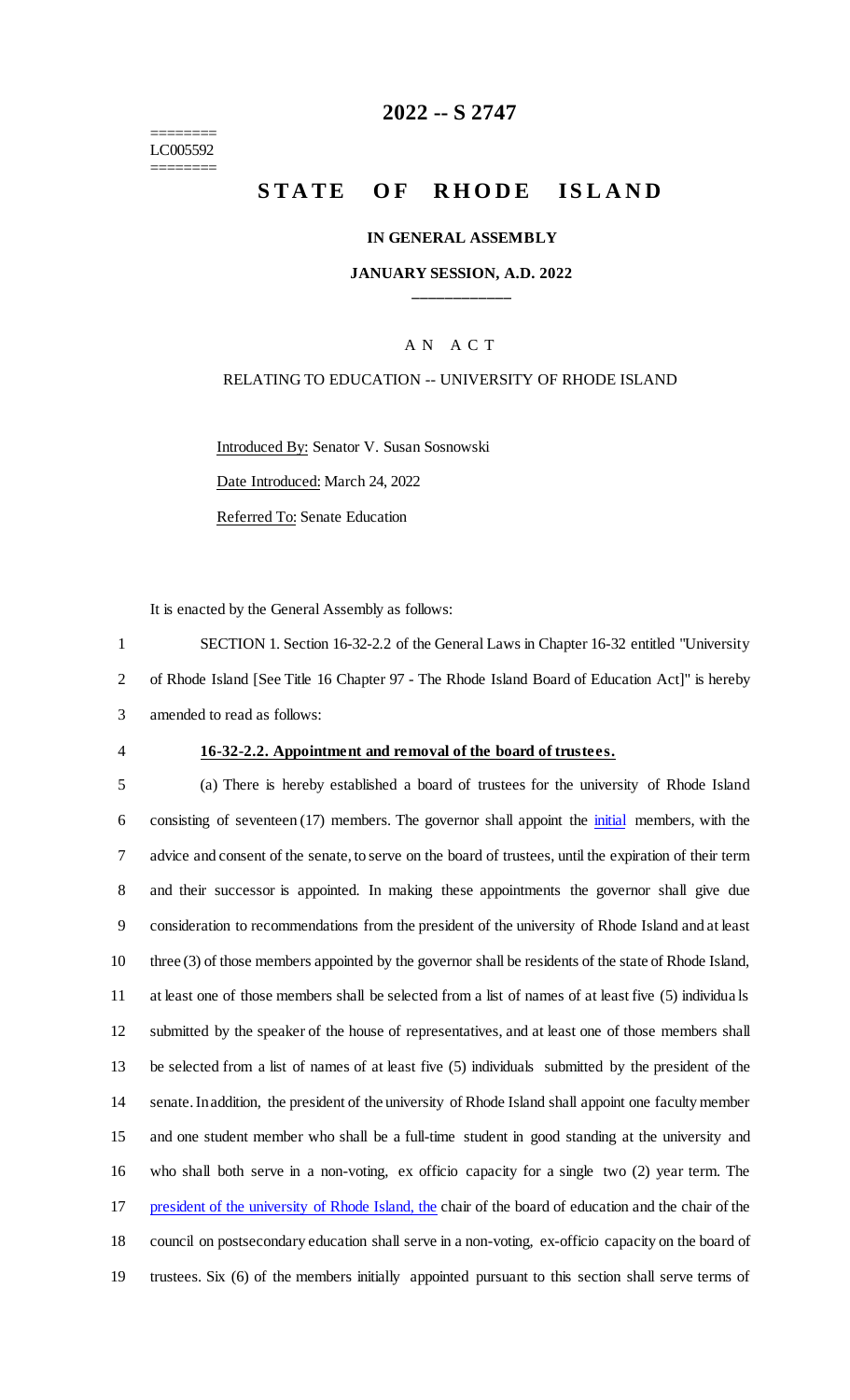========
LC005592
========

# 2022 -- S 2747

# STATE OF RHODE ISLAND

**IN GENERAL ASSEMBLY**

**JANUARY SESSION, A.D. 2022**

____________

A N A C T

RELATING TO EDUCATION -- UNIVERSITY OF RHODE ISLAND

Introduced By: Senator V. Susan Sosnowski

Date Introduced: March 24, 2022

Referred To: Senate Education

It is enacted by the General Assembly as follows:

1 SECTION 1. Section 16-32-2.2 of the General Laws in Chapter 16-32 entitled "University
2 of Rhode Island [See Title 16 Chapter 97 - The Rhode Island Board of Education Act]" is hereby
3 amended to read as follows:

4 **16-32-2.2. Appointment and removal of the board of trustees.**

5 (a) There is hereby established a board of trustees for the university of Rhode Island
6 consisting of seventeen (17) members. The governor shall appoint the initial members, with the
7 advice and consent of the senate, to serve on the board of trustees, until the expiration of their term
8 and their successor is appointed. In making these appointments the governor shall give due
9 consideration to recommendations from the president of the university of Rhode Island and at least
10 three (3) of those members appointed by the governor shall be residents of the state of Rhode Island,
11 at least one of those members shall be selected from a list of names of at least five (5) individuals
12 submitted by the speaker of the house of representatives, and at least one of those members shall
13 be selected from a list of names of at least five (5) individuals submitted by the president of the
14 senate. In addition, the president of the university of Rhode Island shall appoint one faculty member
15 and one student member who shall be a full-time student in good standing at the university and
16 who shall both serve in a non-voting, ex officio capacity for a single two (2) year term. The
17 president of the university of Rhode Island, the chair of the board of education and the chair of the
18 council on postsecondary education shall serve in a non-voting, ex-officio capacity on the board of
19 trustees. Six (6) of the members initially appointed pursuant to this section shall serve terms of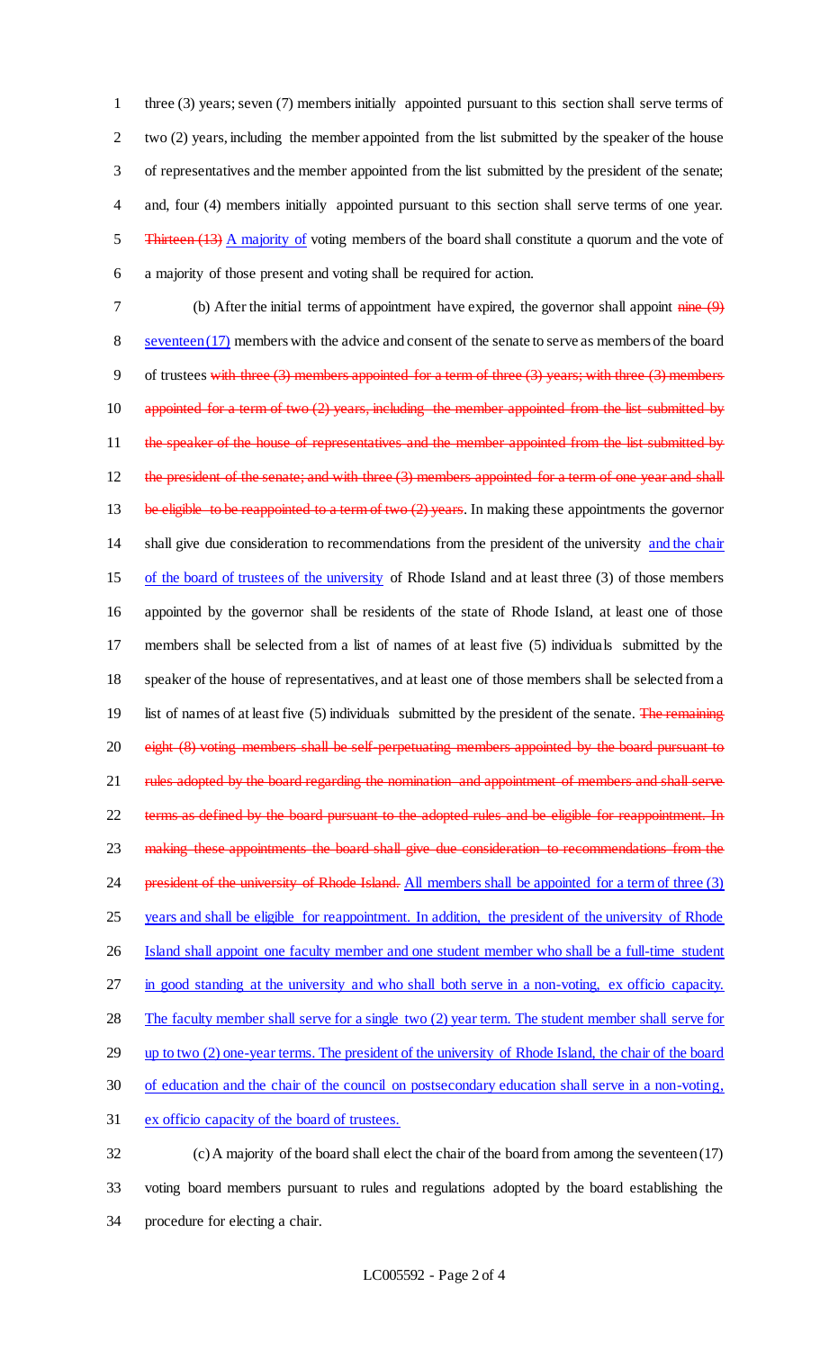three (3) years; seven (7) members initially appointed pursuant to this section shall serve terms of two (2) years, including the member appointed from the list submitted by the speaker of the house of representatives and the member appointed from the list submitted by the president of the senate; and, four (4) members initially appointed pursuant to this section shall serve terms of one year. ~~Thirteen (13)~~ A majority of voting members of the board shall constitute a quorum and the vote of a majority of those present and voting shall be required for action.

(b) After the initial terms of appointment have expired, the governor shall appoint ~~nine (9)~~ seventeen (17) members with the advice and consent of the senate to serve as members of the board of trustees ~~with three (3) members appointed for a term of three (3) years; with three (3) members appointed for a term of two (2) years, including the member appointed from the list submitted by the speaker of the house of representatives and the member appointed from the list submitted by the president of the senate; and with three (3) members appointed for a term of one year and shall be eligible to be reappointed to a term of two (2) years~~. In making these appointments the governor shall give due consideration to recommendations from the president of the university and the chair of the board of trustees of the university of Rhode Island and at least three (3) of those members appointed by the governor shall be residents of the state of Rhode Island, at least one of those members shall be selected from a list of names of at least five (5) individuals submitted by the speaker of the house of representatives, and at least one of those members shall be selected from a list of names of at least five (5) individuals submitted by the president of the senate. ~~The remaining eight (8) voting members shall be self-perpetuating members appointed by the board pursuant to rules adopted by the board regarding the nomination and appointment of members and shall serve terms as defined by the board pursuant to the adopted rules and be eligible for reappointment. In making these appointments the board shall give due consideration to recommendations from the president of the university of Rhode Island.~~ All members shall be appointed for a term of three (3) years and shall be eligible for reappointment. In addition, the president of the university of Rhode Island shall appoint one faculty member and one student member who shall be a full-time student in good standing at the university and who shall both serve in a non-voting, ex officio capacity. The faculty member shall serve for a single two (2) year term. The student member shall serve for up to two (2) one-year terms. The president of the university of Rhode Island, the chair of the board of education and the chair of the council on postsecondary education shall serve in a non-voting, ex officio capacity of the board of trustees.

(c) A majority of the board shall elect the chair of the board from among the seventeen (17) voting board members pursuant to rules and regulations adopted by the board establishing the procedure for electing a chair.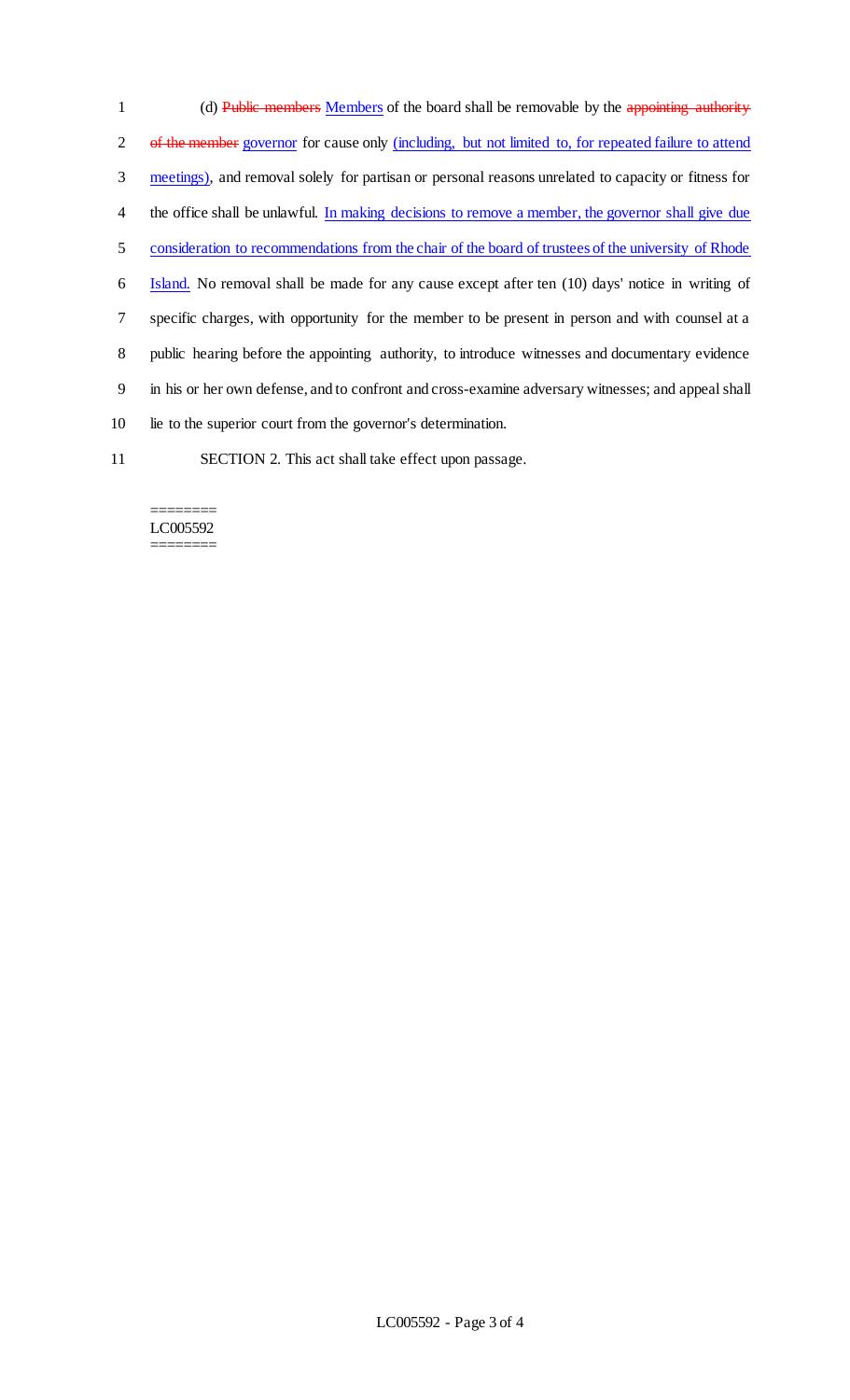(d) ~~Public members~~ Members of the board shall be removable by the ~~appointing authority of the member~~ governor for cause only (including, but not limited to, for repeated failure to attend meetings), and removal solely for partisan or personal reasons unrelated to capacity or fitness for the office shall be unlawful. In making decisions to remove a member, the governor shall give due consideration to recommendations from the chair of the board of trustees of the university of Rhode Island. No removal shall be made for any cause except after ten (10) days' notice in writing of specific charges, with opportunity for the member to be present in person and with counsel at a public hearing before the appointing authority, to introduce witnesses and documentary evidence in his or her own defense, and to confront and cross-examine adversary witnesses; and appeal shall lie to the superior court from the governor's determination.

SECTION 2. This act shall take effect upon passage.

========
LC005592
========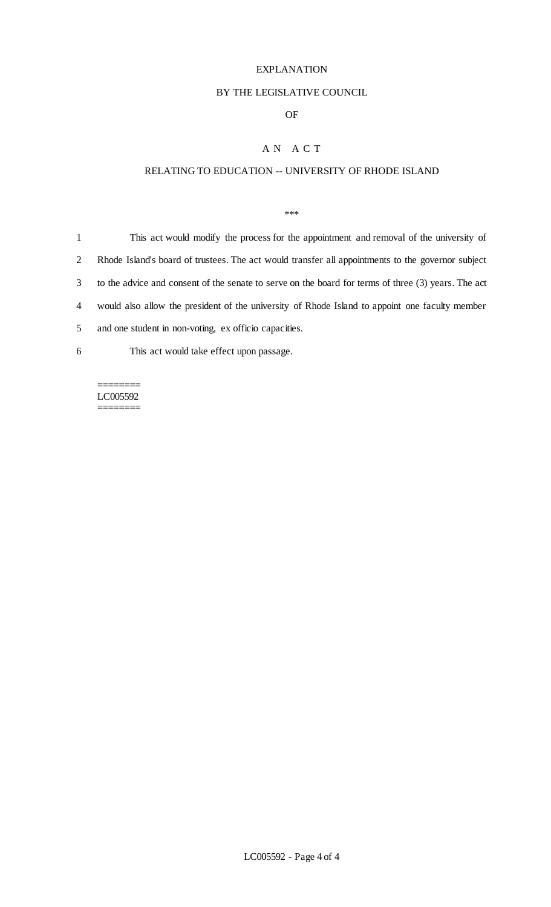EXPLANATION

BY THE LEGISLATIVE COUNCIL

OF

A N A C T

RELATING TO EDUCATION -- UNIVERSITY OF RHODE ISLAND

***

This act would modify the process for the appointment and removal of the university of Rhode Island's board of trustees. The act would transfer all appointments to the governor subject to the advice and consent of the senate to serve on the board for terms of three (3) years. The act would also allow the president of the university of Rhode Island to appoint one faculty member and one student in non-voting, ex officio capacities.

This act would take effect upon passage.

========
LC005592
========